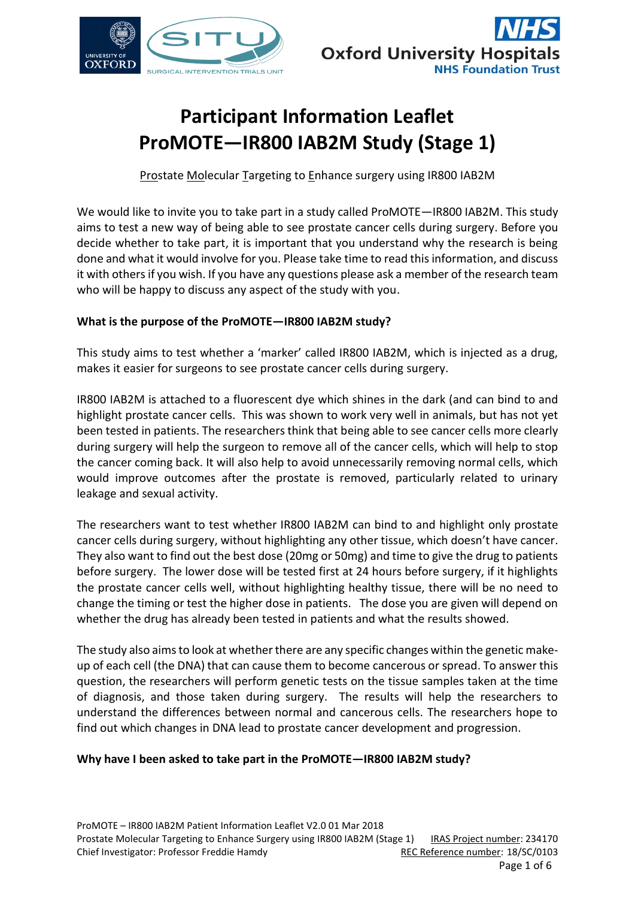# Participant Information Leaflet
# ProMOTE—IR800 IAB2M Study (Stage 1)

Prostate Molecular Targeting to Enhance surgery using IR800 IAB2M

We would like to invite you to take part in a study called ProMOTE—IR800 IAB2M. This study aims to test a new way of being able to see prostate cancer cells during surgery. Before you decide whether to take part, it is important that you understand why the research is being done and what it would involve for you. Please take time to read this information, and discuss it with others if you wish. If you have any questions please ask a member of the research team who will be happy to discuss any aspect of the study with you.

**What is the purpose of the ProMOTE—IR800 IAB2M study?**

This study aims to test whether a 'marker' called IR800 IAB2M, which is injected as a drug, makes it easier for surgeons to see prostate cancer cells during surgery.

IR800 IAB2M is attached to a fluorescent dye which shines in the dark (and can bind to and highlight prostate cancer cells. This was shown to work very well in animals, but has not yet been tested in patients. The researchers think that being able to see cancer cells more clearly during surgery will help the surgeon to remove all of the cancer cells, which will help to stop the cancer coming back. It will also help to avoid unnecessarily removing normal cells, which would improve outcomes after the prostate is removed, particularly related to urinary leakage and sexual activity.

The researchers want to test whether IR800 IAB2M can bind to and highlight only prostate cancer cells during surgery, without highlighting any other tissue, which doesn't have cancer. They also want to find out the best dose (20mg or 50mg) and time to give the drug to patients before surgery. The lower dose will be tested first at 24 hours before surgery, if it highlights the prostate cancer cells well, without highlighting healthy tissue, there will be no need to change the timing or test the higher dose in patients. The dose you are given will depend on whether the drug has already been tested in patients and what the results showed.

The study also aims to look at whether there are any specific changes within the genetic make-up of each cell (the DNA) that can cause them to become cancerous or spread. To answer this question, the researchers will perform genetic tests on the tissue samples taken at the time of diagnosis, and those taken during surgery. The results will help the researchers to understand the differences between normal and cancerous cells. The researchers hope to find out which changes in DNA lead to prostate cancer development and progression.

**Why have I been asked to take part in the ProMOTE—IR800 IAB2M study?**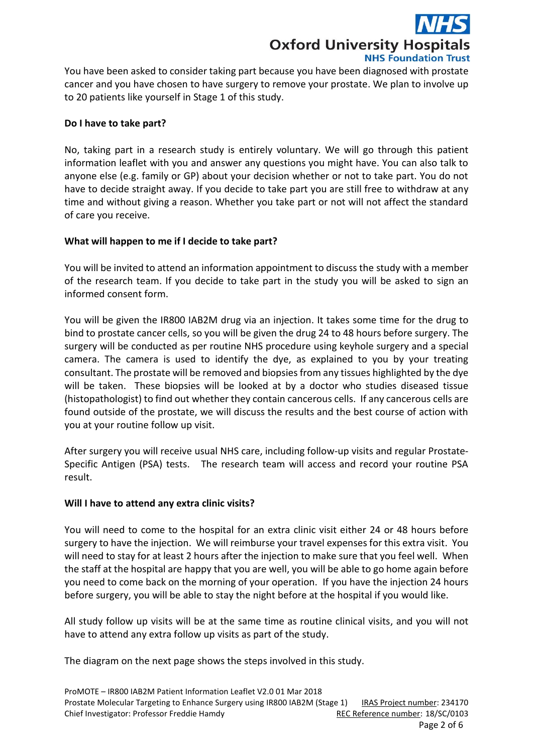You have been asked to consider taking part because you have been diagnosed with prostate cancer and you have chosen to have surgery to remove your prostate. We plan to involve up to 20 patients like yourself in Stage 1 of this study.

**Do I have to take part?**

No, taking part in a research study is entirely voluntary. We will go through this patient information leaflet with you and answer any questions you might have. You can also talk to anyone else (e.g. family or GP) about your decision whether or not to take part. You do not have to decide straight away. If you decide to take part you are still free to withdraw at any time and without giving a reason. Whether you take part or not will not affect the standard of care you receive.

**What will happen to me if I decide to take part?**

You will be invited to attend an information appointment to discuss the study with a member of the research team. If you decide to take part in the study you will be asked to sign an informed consent form.

You will be given the IR800 IAB2M drug via an injection. It takes some time for the drug to bind to prostate cancer cells, so you will be given the drug 24 to 48 hours before surgery. The surgery will be conducted as per routine NHS procedure using keyhole surgery and a special camera. The camera is used to identify the dye, as explained to you by your treating consultant. The prostate will be removed and biopsies from any tissues highlighted by the dye will be taken. These biopsies will be looked at by a doctor who studies diseased tissue (histopathologist) to find out whether they contain cancerous cells. If any cancerous cells are found outside of the prostate, we will discuss the results and the best course of action with you at your routine follow up visit.

After surgery you will receive usual NHS care, including follow-up visits and regular Prostate-Specific Antigen (PSA) tests. The research team will access and record your routine PSA result.

**Will I have to attend any extra clinic visits?**

You will need to come to the hospital for an extra clinic visit either 24 or 48 hours before surgery to have the injection. We will reimburse your travel expenses for this extra visit. You will need to stay for at least 2 hours after the injection to make sure that you feel well. When the staff at the hospital are happy that you are well, you will be able to go home again before you need to come back on the morning of your operation. If you have the injection 24 hours before surgery, you will be able to stay the night before at the hospital if you would like.

All study follow up visits will be at the same time as routine clinical visits, and you will not have to attend any extra follow up visits as part of the study.

The diagram on the next page shows the steps involved in this study.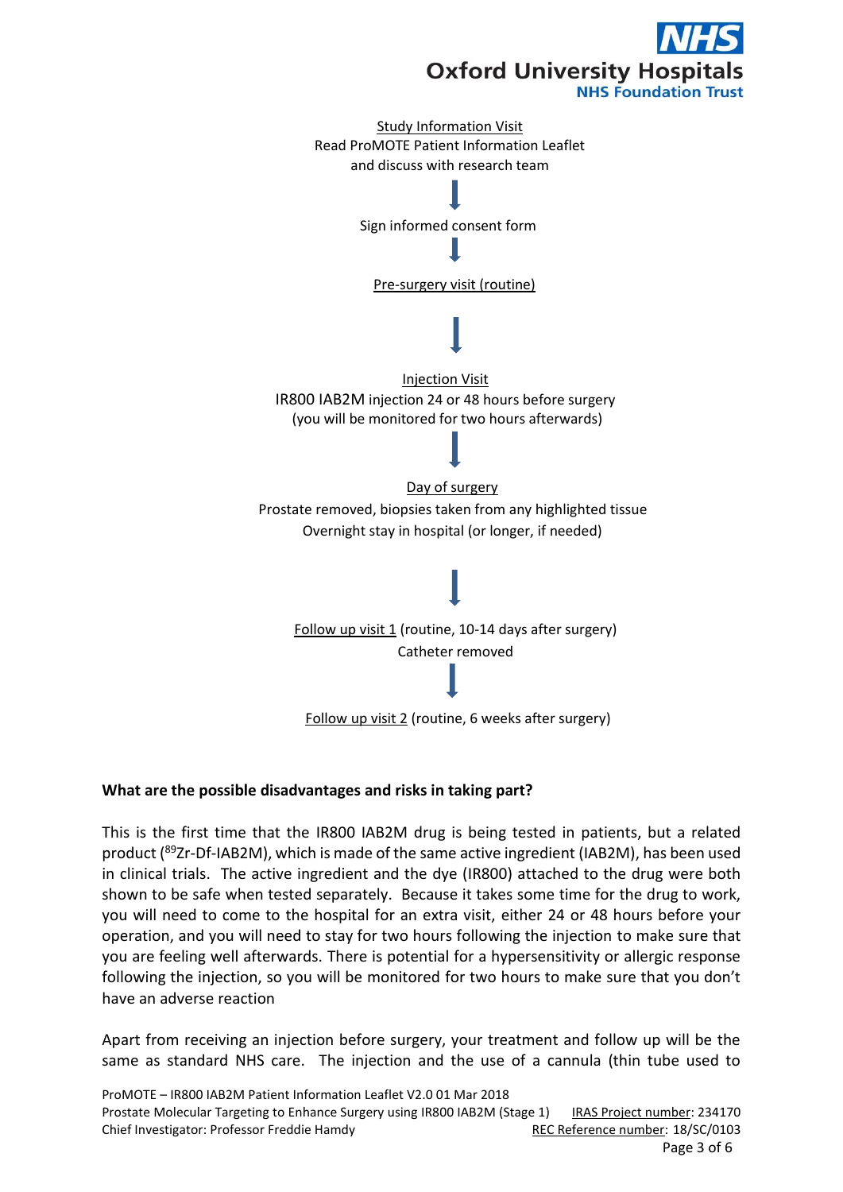Study Information Visit
Read ProMOTE Patient Information Leaflet
and discuss with research team

↓

Sign informed consent form

↓

Pre-surgery visit (routine)

↓

Injection Visit
IR800 IAB2M injection 24 or 48 hours before surgery
(you will be monitored for two hours afterwards)

↓

Day of surgery
Prostate removed, biopsies taken from any highlighted tissue
Overnight stay in hospital (or longer, if needed)

↓

Follow up visit 1 (routine, 10-14 days after surgery)
Catheter removed

↓

Follow up visit 2 (routine, 6 weeks after surgery)

**What are the possible disadvantages and risks in taking part?**

This is the first time that the IR800 IAB2M drug is being tested in patients, but a related product ($^{89}$Zr-Df-IAB2M), which is made of the same active ingredient (IAB2M), has been used in clinical trials. The active ingredient and the dye (IR800) attached to the drug were both shown to be safe when tested separately. Because it takes some time for the drug to work, you will need to come to the hospital for an extra visit, either 24 or 48 hours before your operation, and you will need to stay for two hours following the injection to make sure that you are feeling well afterwards. There is potential for a hypersensitivity or allergic response following the injection, so you will be monitored for two hours to make sure that you don't have an adverse reaction

Apart from receiving an injection before surgery, your treatment and follow up will be the same as standard NHS care. The injection and the use of a cannula (thin tube used to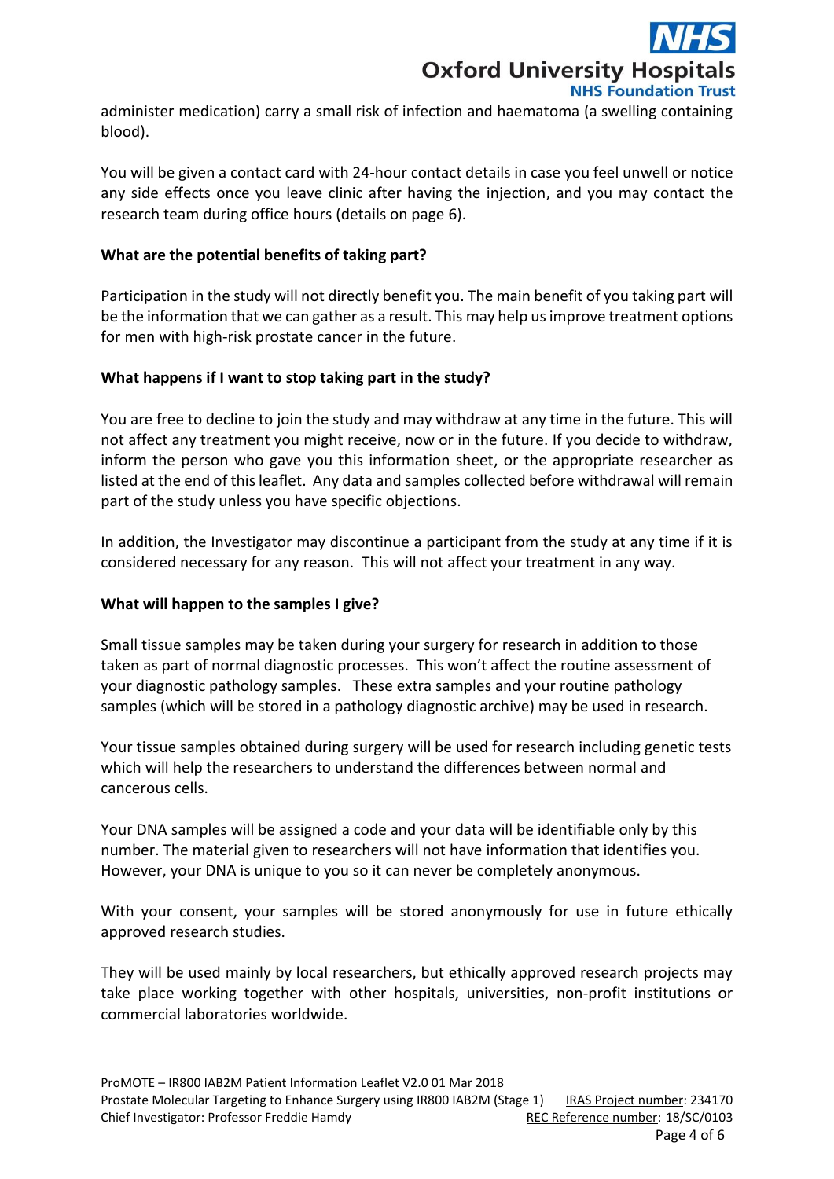administer medication) carry a small risk of infection and haematoma (a swelling containing blood).

You will be given a contact card with 24-hour contact details in case you feel unwell or notice any side effects once you leave clinic after having the injection, and you may contact the research team during office hours (details on page 6).

**What are the potential benefits of taking part?**

Participation in the study will not directly benefit you. The main benefit of you taking part will be the information that we can gather as a result. This may help us improve treatment options for men with high-risk prostate cancer in the future.

**What happens if I want to stop taking part in the study?**

You are free to decline to join the study and may withdraw at any time in the future. This will not affect any treatment you might receive, now or in the future. If you decide to withdraw, inform the person who gave you this information sheet, or the appropriate researcher as listed at the end of this leaflet. Any data and samples collected before withdrawal will remain part of the study unless you have specific objections.

In addition, the Investigator may discontinue a participant from the study at any time if it is considered necessary for any reason. This will not affect your treatment in any way.

**What will happen to the samples I give?**

Small tissue samples may be taken during your surgery for research in addition to those taken as part of normal diagnostic processes. This won't affect the routine assessment of your diagnostic pathology samples. These extra samples and your routine pathology samples (which will be stored in a pathology diagnostic archive) may be used in research.

Your tissue samples obtained during surgery will be used for research including genetic tests which will help the researchers to understand the differences between normal and cancerous cells.

Your DNA samples will be assigned a code and your data will be identifiable only by this number. The material given to researchers will not have information that identifies you. However, your DNA is unique to you so it can never be completely anonymous.

With your consent, your samples will be stored anonymously for use in future ethically approved research studies.

They will be used mainly by local researchers, but ethically approved research projects may take place working together with other hospitals, universities, non-profit institutions or commercial laboratories worldwide.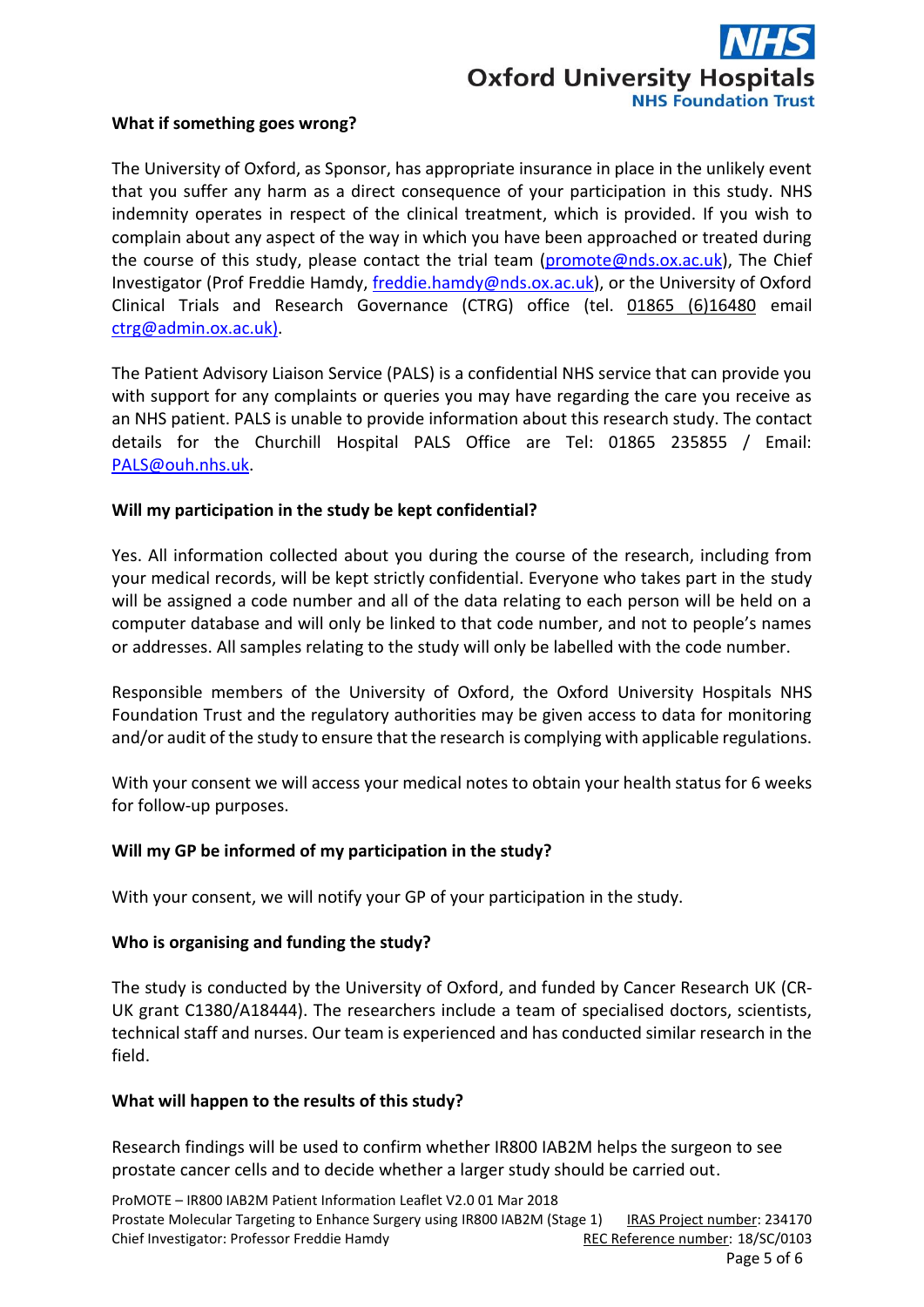### What if something goes wrong?

The University of Oxford, as Sponsor, has appropriate insurance in place in the unlikely event that you suffer any harm as a direct consequence of your participation in this study. NHS indemnity operates in respect of the clinical treatment, which is provided. If you wish to complain about any aspect of the way in which you have been approached or treated during the course of this study, please contact the trial team (promote@nds.ox.ac.uk), The Chief Investigator (Prof Freddie Hamdy, freddie.hamdy@nds.ox.ac.uk), or the University of Oxford Clinical Trials and Research Governance (CTRG) office (tel. 01865 (6)16480 email ctrg@admin.ox.ac.uk).

The Patient Advisory Liaison Service (PALS) is a confidential NHS service that can provide you with support for any complaints or queries you may have regarding the care you receive as an NHS patient. PALS is unable to provide information about this research study. The contact details for the Churchill Hospital PALS Office are Tel: 01865 235855 / Email: PALS@ouh.nhs.uk.

### Will my participation in the study be kept confidential?

Yes. All information collected about you during the course of the research, including from your medical records, will be kept strictly confidential. Everyone who takes part in the study will be assigned a code number and all of the data relating to each person will be held on a computer database and will only be linked to that code number, and not to people's names or addresses. All samples relating to the study will only be labelled with the code number.

Responsible members of the University of Oxford, the Oxford University Hospitals NHS Foundation Trust and the regulatory authorities may be given access to data for monitoring and/or audit of the study to ensure that the research is complying with applicable regulations.

With your consent we will access your medical notes to obtain your health status for 6 weeks for follow-up purposes.

### Will my GP be informed of my participation in the study?

With your consent, we will notify your GP of your participation in the study.

### Who is organising and funding the study?

The study is conducted by the University of Oxford, and funded by Cancer Research UK (CR-UK grant C1380/A18444). The researchers include a team of specialised doctors, scientists, technical staff and nurses. Our team is experienced and has conducted similar research in the field.

### What will happen to the results of this study?

Research findings will be used to confirm whether IR800 IAB2M helps the surgeon to see prostate cancer cells and to decide whether a larger study should be carried out.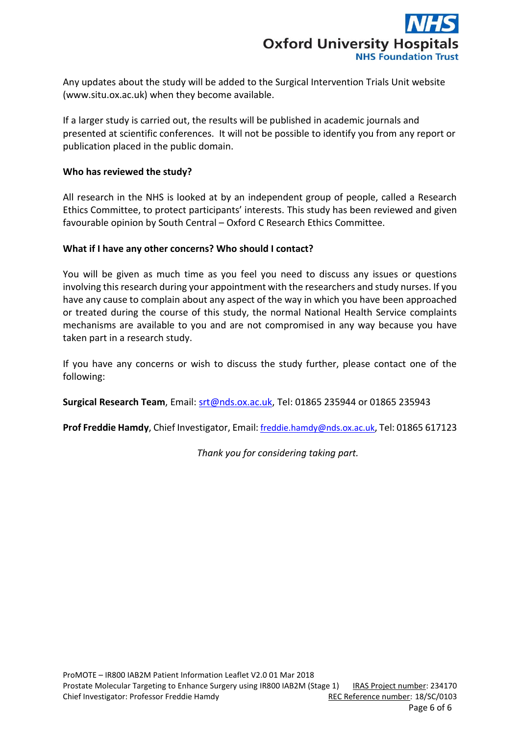Any updates about the study will be added to the Surgical Intervention Trials Unit website (www.situ.ox.ac.uk) when they become available.

If a larger study is carried out, the results will be published in academic journals and presented at scientific conferences. It will not be possible to identify you from any report or publication placed in the public domain.

**Who has reviewed the study?**

All research in the NHS is looked at by an independent group of people, called a Research Ethics Committee, to protect participants' interests. This study has been reviewed and given favourable opinion by South Central – Oxford C Research Ethics Committee.

**What if I have any other concerns? Who should I contact?**

You will be given as much time as you feel you need to discuss any issues or questions involving this research during your appointment with the researchers and study nurses. If you have any cause to complain about any aspect of the way in which you have been approached or treated during the course of this study, the normal National Health Service complaints mechanisms are available to you and are not compromised in any way because you have taken part in a research study.

If you have any concerns or wish to discuss the study further, please contact one of the following:

**Surgical Research Team**, Email: srt@nds.ox.ac.uk, Tel: 01865 235944 or 01865 235943

**Prof Freddie Hamdy**, Chief Investigator, Email: freddie.hamdy@nds.ox.ac.uk, Tel: 01865 617123

*Thank you for considering taking part.*